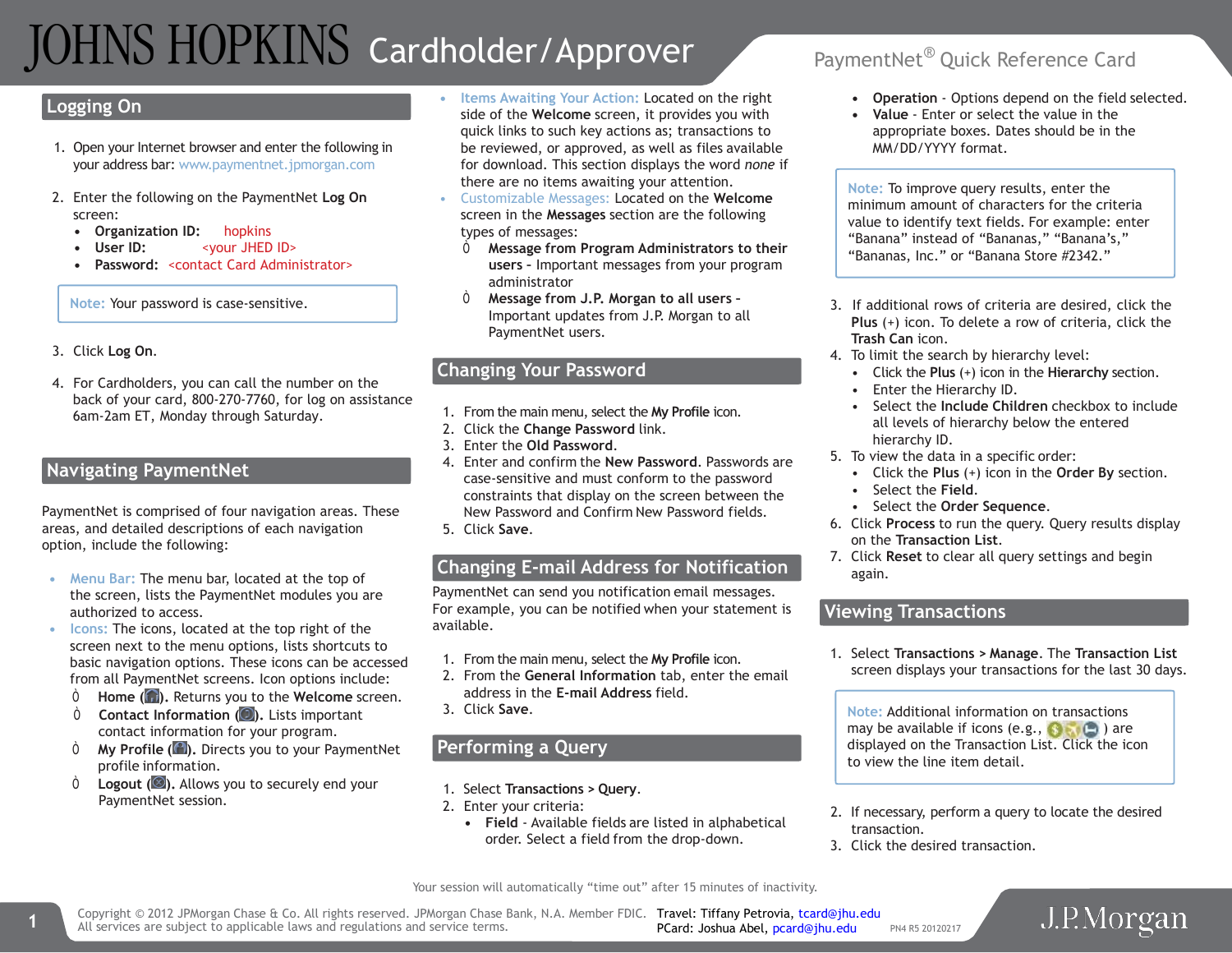# JOHNS HOPKINS Cardholder/Approver

PaymentNet® Quick Reference Card

## Logging On

1. Open your Internet browser and enter the following in your address bar: www.paymentnet.jpmorgan.com

2. Enter the following on the PaymentNet **Log On** screen:
   - **Organization ID:** hopkins
   - **User ID:** <your JHED ID>
   - **Password:** <contact Card Administrator>

> Note: Your password is case-sensitive.

3. Click **Log On**.

4. For Cardholders, you can call the number on the back of your card, 800-270-7760, for log on assistance 6am-2am ET, Monday through Saturday.

## Navigating PaymentNet

PaymentNet is comprised of four navigation areas. These areas, and detailed descriptions of each navigation option, include the following:

- Menu Bar: The menu bar, located at the top of the screen, lists the PaymentNet modules you are authorized to access.
- Icons: The icons, located at the top right of the screen next to the menu options, lists shortcuts to basic navigation options. These icons can be accessed from all PaymentNet screens. Icon options include:
  - **Home ( ).** Returns you to the **Welcome** screen.
  - **Contact Information ( ).** Lists important contact information for your program.
  - **My Profile ( ).** Directs you to your PaymentNet profile information.
  - **Logout ( ).** Allows you to securely end your PaymentNet session.
- Items Awaiting Your Action: Located on the right side of the **Welcome** screen, it provides you with quick links to such key actions as; transactions to be reviewed, or approved, as well as files available for download. This section displays the word *none* if there are no items awaiting your attention.
- Customizable Messages: Located on the **Welcome** screen in the **Messages** section are the following types of messages:
  - **Message from Program Administrators to their users** - Important messages from your program administrator
  - **Message from J.P. Morgan to all users** - Important updates from J.P. Morgan to all PaymentNet users.

## Changing Your Password

1. From the main menu, select the **My Profile** icon.
2. Click the **Change Password** link.
3. Enter the **Old Password**.
4. Enter and confirm the **New Password**. Passwords are case-sensitive and must conform to the password constraints that display on the screen between the New Password and Confirm New Password fields.
5. Click **Save**.

## Changing E-mail Address for Notification

PaymentNet can send you notification email messages. For example, you can be notified when your statement is available.

1. From the main menu, select the **My Profile** icon.
2. From the **General Information** tab, enter the email address in the **E-mail Address** field.
3. Click **Save**.

## Performing a Query

1. Select **Transactions > Query**.
2. Enter your criteria:
   - **Field** - Available fields are listed in alphabetical order. Select a field from the drop-down.
   - **Operation** - Options depend on the field selected.
   - **Value** - Enter or select the value in the appropriate boxes. Dates should be in the MM/DD/YYYY format.

> Note: To improve query results, enter the minimum amount of characters for the criteria value to identify text fields. For example: enter "Banana" instead of "Bananas," "Banana's," "Bananas, Inc." or "Banana Store #2342."

3. If additional rows of criteria are desired, click the **Plus** (+) icon. To delete a row of criteria, click the **Trash Can** icon.
4. To limit the search by hierarchy level:
   - Click the **Plus** (+) icon in the **Hierarchy** section.
   - Enter the Hierarchy ID.
   - Select the **Include Children** checkbox to include all levels of hierarchy below the entered hierarchy ID.
5. To view the data in a specific order:
   - Click the **Plus** (+) icon in the **Order By** section.
   - Select the **Field**.
   - Select the **Order Sequence**.
6. Click **Process** to run the query. Query results display on the **Transaction List**.
7. Click **Reset** to clear all query settings and begin again.

## Viewing Transactions

1. Select **Transactions > Manage**. The **Transaction List** screen displays your transactions for the last 30 days.

> Note: Additional information on transactions may be available if icons (e.g., ) are displayed on the Transaction List. Click the icon to view the line item detail.

2. If necessary, perform a query to locate the desired transaction.
3. Click the desired transaction.

Your session will automatically "time out" after 15 minutes of inactivity.

Copyright © 2012 JPMorgan Chase & Co. All rights reserved. JPMorgan Chase Bank, N.A. Member FDIC. All services are subject to applicable laws and regulations and service terms.

Travel: Tiffany Petrovia, tcard@jhu.edu
PCard: Joshua Abel, pcard@jhu.edu

PN4 R5 20120217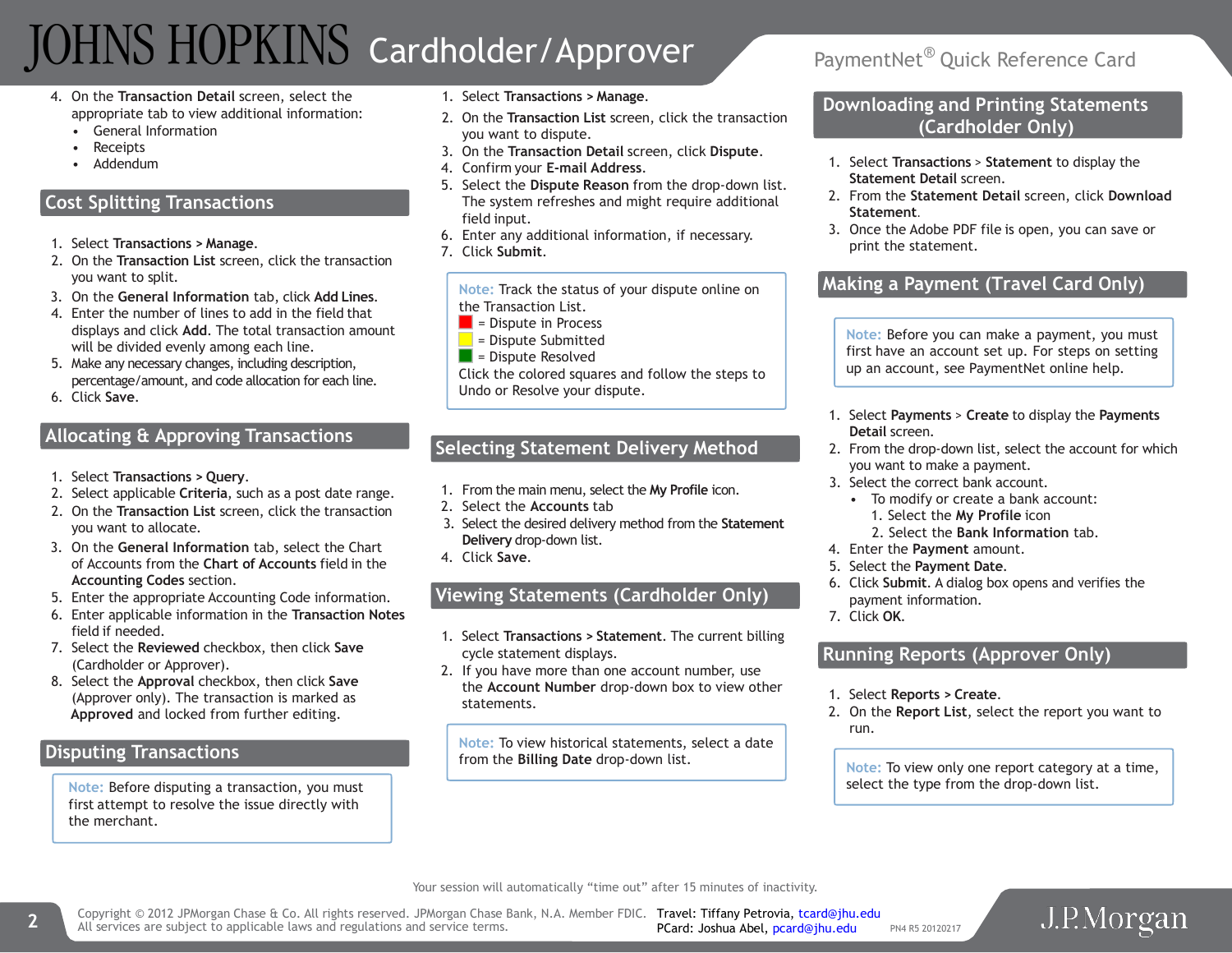4. On the **Transaction Detail** screen, select the appropriate tab to view additional information:
   - General Information
   - Receipts
   - Addendum

## Cost Splitting Transactions

1. Select **Transactions > Manage**.
2. On the **Transaction List** screen, click the transaction you want to split.
3. On the **General Information** tab, click **Add Lines**.
4. Enter the number of lines to add in the field that displays and click **Add**. The total transaction amount will be divided evenly among each line.
5. Make any necessary changes, including description, percentage/amount, and code allocation for each line.
6. Click **Save**.

## Allocating & Approving Transactions

1. Select **Transactions > Query**.
2. Select applicable **Criteria**, such as a post date range.
2. On the **Transaction List** screen, click the transaction you want to allocate.
3. On the **General Information** tab, select the Chart of Accounts from the **Chart of Accounts** field in the **Accounting Codes** section.
5. Enter the appropriate Accounting Code information.
6. Enter applicable information in the **Transaction Notes** field if needed.
7. Select the **Reviewed** checkbox, then click **Save** (Cardholder or Approver).
8. Select the **Approval** checkbox, then click **Save** (Approver only). The transaction is marked as **Approved** and locked from further editing.

## Disputing Transactions

> Note: Before disputing a transaction, you must first attempt to resolve the issue directly with the merchant.

1. Select **Transactions > Manage**.
2. On the **Transaction List** screen, click the transaction you want to dispute.
3. On the **Transaction Detail** screen, click **Dispute**.
4. Confirm your **E-mail Address**.
5. Select the **Dispute Reason** from the drop-down list. The system refreshes and might require additional field input.
6. Enter any additional information, if necessary.
7. Click **Submit**.

> Note: Track the status of your dispute online on the Transaction List.
> - (red) = Dispute in Process
> - (yellow) = Dispute Submitted
> - (green) = Dispute Resolved
>
> Click the colored squares and follow the steps to Undo or Resolve your dispute.

## Selecting Statement Delivery Method

1. From the main menu, select the **My Profile** icon.
2. Select the **Accounts** tab
3. Select the desired delivery method from the **Statement Delivery** drop-down list.
4. Click **Save**.

## Viewing Statements (Cardholder Only)

1. Select **Transactions > Statement**. The current billing cycle statement displays.
2. If you have more than one account number, use the **Account Number** drop-down box to view other statements.

> Note: To view historical statements, select a date from the **Billing Date** drop-down list.

## Downloading and Printing Statements (Cardholder Only)

1. Select **Transactions** > **Statement** to display the **Statement Detail** screen.
2. From the **Statement Detail** screen, click **Download Statement**.
3. Once the Adobe PDF file is open, you can save or print the statement.

## Making a Payment (Travel Card Only)

> Note: Before you can make a payment, you must first have an account set up. For steps on setting up an account, see PaymentNet online help.

1. Select **Payments** > **Create** to display the **Payments Detail** screen.
2. From the drop-down list, select the account for which you want to make a payment.
3. Select the correct bank account.
   - To modify or create a bank account:
     1. Select the **My Profile** icon
     2. Select the **Bank Information** tab.
4. Enter the **Payment** amount.
5. Select the **Payment Date**.
6. Click **Submit**. A dialog box opens and verifies the payment information.
7. Click **OK**.

## Running Reports (Approver Only)

1. Select **Reports > Create**.
2. On the **Report List**, select the report you want to run.

> Note: To view only one report category at a time, select the type from the drop-down list.

Your session will automatically "time out" after 15 minutes of inactivity.

Copyright © 2012 JPMorgan Chase & Co. All rights reserved. JPMorgan Chase Bank, N.A. Member FDIC. All services are subject to applicable laws and regulations and service terms.

Travel: Tiffany Petrovia, tcard@jhu.edu
PCard: Joshua Abel, pcard@jhu.edu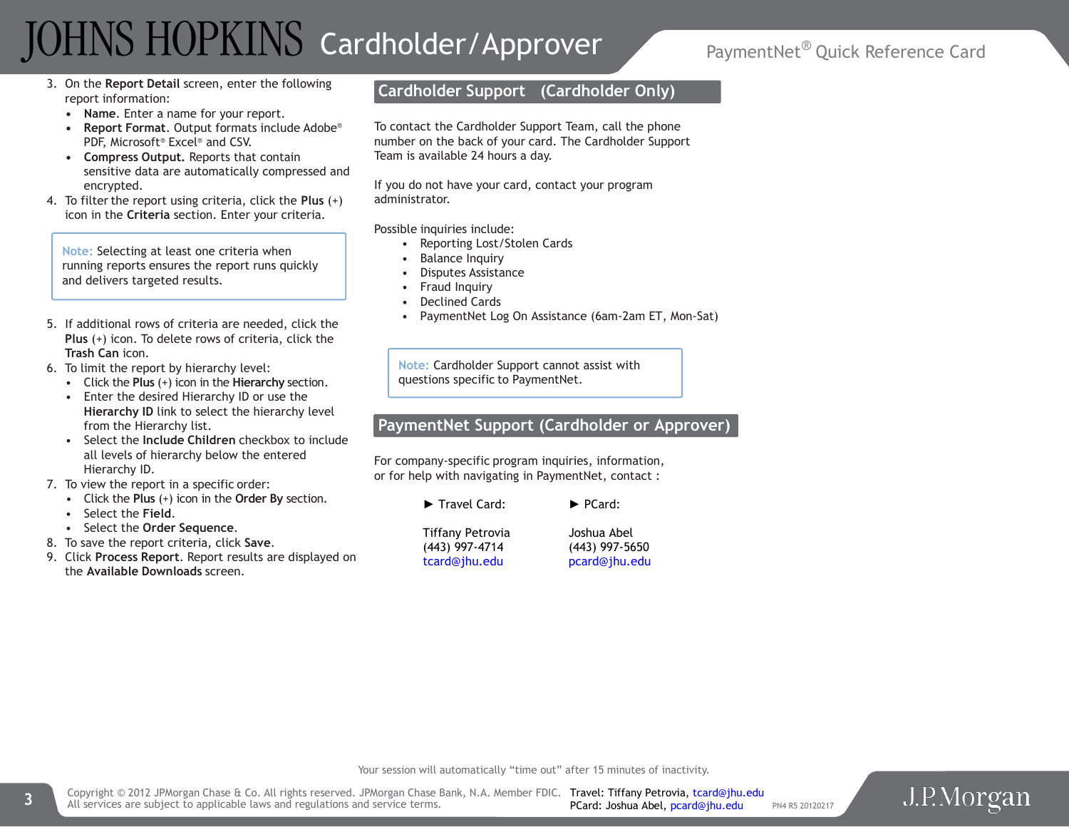3. On the **Report Detail** screen, enter the following report information:
   - **Name**. Enter a name for your report.
   - **Report Format**. Output formats include Adobe® PDF, Microsoft® Excel® and CSV.
   - **Compress Output.** Reports that contain sensitive data are automatically compressed and encrypted.
4. To filter the report using criteria, click the **Plus** (+) icon in the **Criteria** section. Enter your criteria.

> Note: Selecting at least one criteria when running reports ensures the report runs quickly and delivers targeted results.

5. If additional rows of criteria are needed, click the **Plus** (+) icon. To delete rows of criteria, click the **Trash Can** icon.
6. To limit the report by hierarchy level:
   - Click the **Plus** (+) icon in the **Hierarchy** section.
   - Enter the desired Hierarchy ID or use the **Hierarchy ID** link to select the hierarchy level from the Hierarchy list.
   - Select the **Include Children** checkbox to include all levels of hierarchy below the entered Hierarchy ID.
7. To view the report in a specific order:
   - Click the **Plus** (+) icon in the **Order By** section.
   - Select the **Field**.
   - Select the **Order Sequence**.
8. To save the report criteria, click **Save**.
9. Click **Process Report**. Report results are displayed on the **Available Downloads** screen.

## Cardholder Support (Cardholder Only)

To contact the Cardholder Support Team, call the phone number on the back of your card. The Cardholder Support Team is available 24 hours a day.

If you do not have your card, contact your program administrator.

Possible inquiries include:

- Reporting Lost/Stolen Cards
- Balance Inquiry
- Disputes Assistance
- Fraud Inquiry
- Declined Cards
- PaymentNet Log On Assistance (6am-2am ET, Mon-Sat)

> Note: Cardholder Support cannot assist with questions specific to PaymentNet.

## PaymentNet Support (Cardholder or Approver)

For company-specific program inquiries, information, or for help with navigating in PaymentNet, contact :

► Travel Card:

Tiffany Petrovia
(443) 997-4714
tcard@jhu.edu

► PCard:

Joshua Abel
(443) 997-5650
pcard@jhu.edu

Your session will automatically "time out" after 15 minutes of inactivity.

Copyright © 2012 JPMorgan Chase & Co. All rights reserved. JPMorgan Chase Bank, N.A. Member FDIC. All services are subject to applicable laws and regulations and service terms.

Travel: Tiffany Petrovia, tcard@jhu.edu
PCard: Joshua Abel, pcard@jhu.edu

PN4 R5 20120217